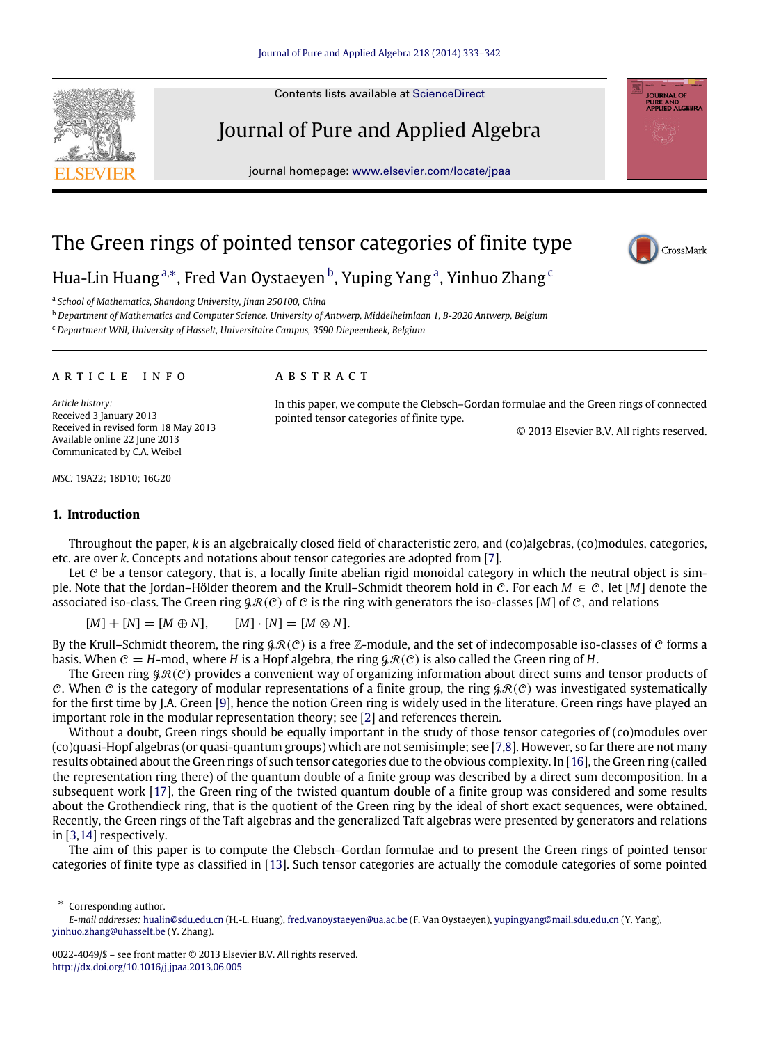# The Green rings of pointed tensor categories of finite type

Hua-Lin Huang [a,*], Fred Van Oystaeyen [b], Yuping Yang [a], Yinhuo Zhang [c]

[a] School of Mathematics, Shandong University, Jinan 250100, China

[b] Department of Mathematics and Computer Science, University of Antwerp, Middelheimlaan 1, B-2020 Antwerp, Belgium

[c] Department WNI, University of Hasselt, Universitaire Campus, 3590 Diepeenbeek, Belgium

## ARTICLE INFO

*Article history:*
Received 3 January 2013
Received in revised form 18 May 2013
Available online 22 June 2013
Communicated by C.A. Weibel

*MSC:* 19A22; 18D10; 16G20

## ABSTRACT

In this paper, we compute the Clebsch–Gordan formulae and the Green rings of connected pointed tensor categories of finite type.

© 2013 Elsevier B.V. All rights reserved.

## 1. Introduction

Throughout the paper, $k$ is an algebraically closed field of characteristic zero, and (co)algebras, (co)modules, categories, etc. are over $k$. Concepts and notations about tensor categories are adopted from [7].

Let $\mathcal{C}$ be a tensor category, that is, a locally finite abelian rigid monoidal category in which the neutral object is simple. Note that the Jordan–Hölder theorem and the Krull–Schmidt theorem hold in $\mathcal{C}$. For each $M \in \mathcal{C}$, let $[M]$ denote the associated iso-class. The Green ring $\mathcal{GR}(\mathcal{C})$ of $\mathcal{C}$ is the ring with generators the iso-classes $[M]$ of $\mathcal{C}$, and relations

$$[M] + [N] = [M \oplus N], \qquad [M] \cdot [N] = [M \otimes N].$$

By the Krull–Schmidt theorem, the ring $\mathcal{GR}(\mathcal{C})$ is a free $\mathbb{Z}$-module, and the set of indecomposable iso-classes of $\mathcal{C}$ forms a basis. When $\mathcal{C} = H$-mod, where $H$ is a Hopf algebra, the ring $\mathcal{GR}(\mathcal{C})$ is also called the Green ring of $H$.

The Green ring $\mathcal{GR}(\mathcal{C})$ provides a convenient way of organizing information about direct sums and tensor products of $\mathcal{C}$. When $\mathcal{C}$ is the category of modular representations of a finite group, the ring $\mathcal{GR}(\mathcal{C})$ was investigated systematically for the first time by J.A. Green [9], hence the notion Green ring is widely used in the literature. Green rings have played an important role in the modular representation theory; see [2] and references therein.

Without a doubt, Green rings should be equally important in the study of those tensor categories of (co)modules over (co)quasi-Hopf algebras (or quasi-quantum groups) which are not semisimple; see [7,8]. However, so far there are not many results obtained about the Green rings of such tensor categories due to the obvious complexity. In [16], the Green ring (called the representation ring there) of the quantum double of a finite group was described by a direct sum decomposition. In a subsequent work [17], the Green ring of the twisted quantum double of a finite group was considered and some results about the Grothendieck ring, that is the quotient of the Green ring by the ideal of short exact sequences, were obtained. Recently, the Green rings of the Taft algebras and the generalized Taft algebras were presented by generators and relations in [3,14] respectively.

The aim of this paper is to compute the Clebsch–Gordan formulae and to present the Green rings of pointed tensor categories of finite type as classified in [13]. Such tensor categories are actually the comodule categories of some pointed

---

\* Corresponding author.

*E-mail addresses:* hualin@sdu.edu.cn (H.-L. Huang), fred.vanoystaeyen@ua.ac.be (F. Van Oystaeyen), yupingyang@mail.sdu.edu.cn (Y. Yang), yinhuo.zhang@uhasselt.be (Y. Zhang).

0022-4049/$ – see front matter © 2013 Elsevier B.V. All rights reserved.
http://dx.doi.org/10.1016/j.jpaa.2013.06.005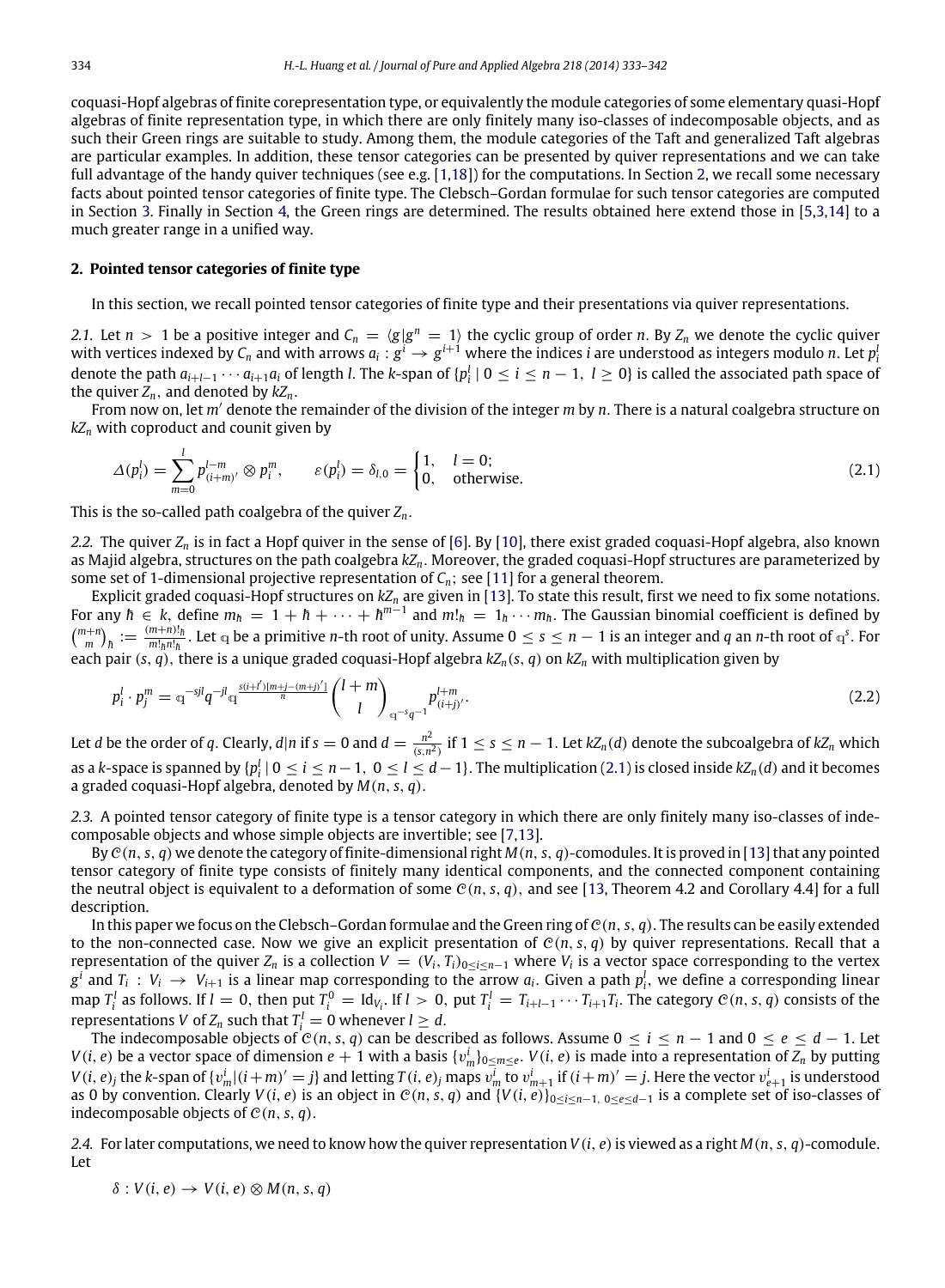coquasi-Hopf algebras of finite corepresentation type, or equivalently the module categories of some elementary quasi-Hopf algebras of finite representation type, in which there are only finitely many iso-classes of indecomposable objects, and as such their Green rings are suitable to study. Among them, the module categories of the Taft and generalized Taft algebras are particular examples. In addition, these tensor categories can be presented by quiver representations and we can take full advantage of the handy quiver techniques (see e.g. [1,18]) for the computations. In Section 2, we recall some necessary facts about pointed tensor categories of finite type. The Clebsch–Gordan formulae for such tensor categories are computed in Section 3. Finally in Section 4, the Green rings are determined. The results obtained here extend those in [5,3,14] to a much greater range in a unified way.

## 2. Pointed tensor categories of finite type

In this section, we recall pointed tensor categories of finite type and their presentations via quiver representations.

*2.1.* Let $n > 1$ be a positive integer and $C_n = \langle g | g^n = 1 \rangle$ the cyclic group of order $n$. By $Z_n$ we denote the cyclic quiver with vertices indexed by $C_n$ and with arrows $a_i : g^i \to g^{i+1}$ where the indices $i$ are understood as integers modulo $n$. Let $p_i^l$ denote the path $a_{i+l-1} \cdots a_{i+1} a_i$ of length $l$. The $k$-span of $\{p_i^l \mid 0 \le i \le n-1,\ l \ge 0\}$ is called the associated path space of the quiver $Z_n$, and denoted by $kZ_n$.

From now on, let $m'$ denote the remainder of the division of the integer $m$ by $n$. There is a natural coalgebra structure on $kZ_n$ with coproduct and counit given by

$$\Delta(p_i^l) = \sum_{m=0}^{l} p_{(i+m)'}^{l-m} \otimes p_i^m, \qquad \varepsilon(p_i^l) = \delta_{l,0} = \begin{cases} 1, & l = 0; \\ 0, & \text{otherwise.} \end{cases} \tag{2.1}$$

This is the so-called path coalgebra of the quiver $Z_n$.

*2.2.* The quiver $Z_n$ is in fact a Hopf quiver in the sense of [6]. By [10], there exist graded coquasi-Hopf algebra, also known as Majid algebra, structures on the path coalgebra $kZ_n$. Moreover, the graded coquasi-Hopf structures are parameterized by some set of 1-dimensional projective representation of $C_n$; see [11] for a general theorem.

Explicit graded coquasi-Hopf structures on $kZ_n$ are given in [13]. To state this result, first we need to fix some notations. For any $\hbar \in k$, define $m_\hbar = 1 + \hbar + \cdots + \hbar^{m-1}$ and $m!_\hbar = 1_\hbar \cdots m_\hbar$. The Gaussian binomial coefficient is defined by $\binom{m+n}{m}_\hbar := \frac{(m+n)!_\hbar}{m!_\hbar n!_\hbar}$. Let $\mathbb{q}$ be a primitive $n$-th root of unity. Assume $0 \le s \le n-1$ is an integer and $q$ an $n$-th root of $\mathbb{q}^s$. For each pair $(s, q)$, there is a unique graded coquasi-Hopf algebra $kZ_n(s, q)$ on $kZ_n$ with multiplication given by

$$p_i^l \cdot p_j^m = \mathbb{q}^{-sjl} q^{-jl} \mathbb{q}^{\frac{s(i+l')[m+j-(m+j)']}{n}} \binom{l+m}{l}_{\mathbb{q}^{-s} q^{-1}} p_{(i+j)'}^{l+m}. \tag{2.2}$$

Let $d$ be the order of $q$. Clearly, $d | n$ if $s = 0$ and $d = \frac{n^2}{(s,n^2)}$ if $1 \le s \le n-1$. Let $kZ_n(d)$ denote the subcoalgebra of $kZ_n$ which as a $k$-space is spanned by $\{p_i^l \mid 0 \le i \le n-1,\ 0 \le l \le d-1\}$. The multiplication (2.1) is closed inside $kZ_n(d)$ and it becomes a graded coquasi-Hopf algebra, denoted by $M(n, s, q)$.

*2.3.* A pointed tensor category of finite type is a tensor category in which there are only finitely many iso-classes of indecomposable objects and whose simple objects are invertible; see [7,13].

By $\mathcal{C}(n, s, q)$ we denote the category of finite-dimensional right $M(n, s, q)$-comodules. It is proved in [13] that any pointed tensor category of finite type consists of finitely many identical components, and the connected component containing the neutral object is equivalent to a deformation of some $\mathcal{C}(n, s, q)$, and see [13, Theorem 4.2 and Corollary 4.4] for a full description.

In this paper we focus on the Clebsch–Gordan formulae and the Green ring of $\mathcal{C}(n, s, q)$. The results can be easily extended to the non-connected case. Now we give an explicit presentation of $\mathcal{C}(n, s, q)$ by quiver representations. Recall that a representation of the quiver $Z_n$ is a collection $V = (V_i, T_i)_{0 \le i \le n-1}$ where $V_i$ is a vector space corresponding to the vertex $g^i$ and $T_i : V_i \to V_{i+1}$ is a linear map corresponding to the arrow $a_i$. Given a path $p_i^l$, we define a corresponding linear map $T_i^l$ as follows. If $l = 0$, then put $T_i^0 = \mathrm{Id}_{V_i}$. If $l > 0$, put $T_i^l = T_{i+l-1} \cdots T_{i+1} T_i$. The category $\mathcal{C}(n, s, q)$ consists of the representations $V$ of $Z_n$ such that $T_i^l = 0$ whenever $l \ge d$.

The indecomposable objects of $\mathcal{C}(n, s, q)$ can be described as follows. Assume $0 \le i \le n-1$ and $0 \le e \le d-1$. Let $V(i, e)$ be a vector space of dimension $e+1$ with a basis $\{v_m^i\}_{0 \le m \le e}$. $V(i, e)$ is made into a representation of $Z_n$ by putting $V(i, e)_j$ the $k$-span of $\{v_m^i | (i+m)' = j\}$ and letting $T(i, e)_j$ maps $v_m^i$ to $v_{m+1}^i$ if $(i+m)' = j$. Here the vector $v_{e+1}^i$ is understood as 0 by convention. Clearly $V(i, e)$ is an object in $\mathcal{C}(n, s, q)$ and $\{V(i, e)\}_{0 \le i \le n-1,\ 0 \le e \le d-1}$ is a complete set of iso-classes of indecomposable objects of $\mathcal{C}(n, s, q)$.

*2.4.* For later computations, we need to know how the quiver representation $V(i, e)$ is viewed as a right $M(n, s, q)$-comodule. Let

$$\delta : V(i, e) \to V(i, e) \otimes M(n, s, q)$$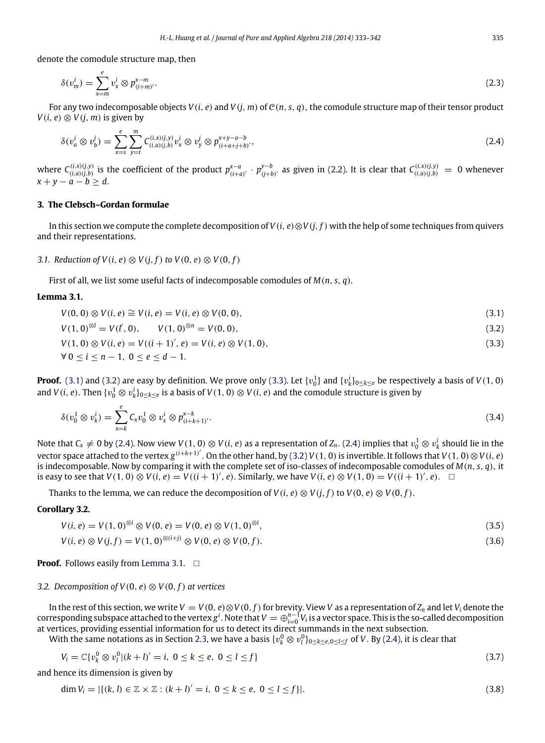denote the comodule structure map, then

$$\delta(v_m^i) = \sum_{x=m}^{e} v_x^i \otimes p_{(i+m)'}^{x-m}. \tag{2.3}$$

For any two indecomposable objects $V(i, e)$ and $V(j, m)$ of $\mathcal{C}(n, s, q)$, the comodule structure map of their tensor product $V(i, e) \otimes V(j, m)$ is given by

$$\delta(v_a^i \otimes v_b^j) = \sum_{x=s}^{e} \sum_{y=t}^{m} C_{(i,a)(j,b)}^{(i,x)(j,y)} v_x^i \otimes v_y^j \otimes p_{(i+a+j+b)'}^{x+y-a-b}, \tag{2.4}$$

where $C_{(i,a)(j,b)}^{(i,x)(j,y)}$ is the coefficient of the product $p_{(i+a)'}^{x-a} \cdot p_{(j+b)'}^{y-b}$ as given in (2.2). It is clear that $C_{(i,a)(j,b)}^{(i,x)(j,y)} = 0$ whenever $x + y - a - b \geq d$.

## 3. The Clebsch–Gordan formulae

In this section we compute the complete decomposition of $V(i, e) \otimes V(j, f)$ with the help of some techniques from quivers and their representations.

### 3.1. Reduction of $V(i, e) \otimes V(j, f)$ to $V(0, e) \otimes V(0, f)$

First of all, we list some useful facts of indecomposable comodules of $M(n, s, q)$.

**Lemma 3.1.**

$$V(0, 0) \otimes V(i, e) \cong V(i, e) = V(i, e) \otimes V(0, 0), \tag{3.1}$$

$$V(1, 0)^{\otimes l} = V(l', 0), \qquad V(1, 0)^{\otimes n} = V(0, 0), \tag{3.2}$$

$$V(1, 0) \otimes V(i, e) = V((i + 1)', e) = V(i, e) \otimes V(1, 0), \tag{3.3}$$

$$\forall\ 0 \leq i \leq n - 1,\ 0 \leq e \leq d - 1.$$

**Proof.** (3.1) and (3.2) are easy by definition. We prove only (3.3). Let $\{v_0^1\}$ and $\{v_k^i\}_{0 \leq k \leq e}$ be respectively a basis of $V(1, 0)$ and $V(i, e)$. Then $\{v_0^1 \otimes v_k^i\}_{0 \leq k \leq e}$ is a basis of $V(1, 0) \otimes V(i, e)$ and the comodule structure is given by

$$\delta(v_0^1 \otimes v_k^i) = \sum_{x=k}^{e} C_x v_0^1 \otimes v_x^i \otimes p_{(i+k+1)'}^{x-k}. \tag{3.4}$$

Note that $C_x \neq 0$ by (2.4). Now view $V(1, 0) \otimes V(i, e)$ as a representation of $Z_n$. (2.4) implies that $v_0^1 \otimes v_k^i$ should lie in the vector space attached to the vertex $g^{(i+k+1)'}$. On the other hand, by (3.2) $V(1, 0)$ is invertible. It follows that $V(1, 0) \otimes V(i, e)$ is indecomposable. Now by comparing it with the complete set of iso-classes of indecomposable comodules of $M(n, s, q)$, it is easy to see that $V(1, 0) \otimes V(i, e) = V((i + 1)', e)$. Similarly, we have $V(i, e) \otimes V(1, 0) = V((i + 1)', e)$. $\square$

Thanks to the lemma, we can reduce the decomposition of $V(i, e) \otimes V(j, f)$ to $V(0, e) \otimes V(0, f)$.

**Corollary 3.2.**

$$V(i, e) = V(1, 0)^{\otimes i} \otimes V(0, e) = V(0, e) \otimes V(1, 0)^{\otimes i}, \tag{3.5}$$

$$V(i, e) \otimes V(j, f) = V(1, 0)^{\otimes (i+j)} \otimes V(0, e) \otimes V(0, f). \tag{3.6}$$

**Proof.** Follows easily from Lemma 3.1. $\square$

### 3.2. Decomposition of $V(0, e) \otimes V(0, f)$ at vertices

In the rest of this section, we write $V = V(0, e) \otimes V(0, f)$ for brevity. View $V$ as a representation of $Z_n$ and let $V_i$ denote the corresponding subspace attached to the vertex $g^i$. Note that $V = \oplus_{i=0}^{n-1} V_i$ is a vector space. This is the so-called decomposition at vertices, providing essential information for us to detect its direct summands in the next subsection.

With the same notations as in Section 2.3, we have a basis $\{v_k^0 \otimes v_l^0\}_{0 \leq k \leq e, 0 \leq l \leq f}$ of $V$. By (2.4), it is clear that

$$V_i = \mathbb{C}\{v_k^0 \otimes v_l^0 \mid (k + l)' = i,\ 0 \leq k \leq e,\ 0 \leq l \leq f\} \tag{3.7}$$

and hence its dimension is given by

$$\dim V_i = |\{(k, l) \in \mathbb{Z} \times \mathbb{Z} : (k + l)' = i,\ 0 \leq k \leq e,\ 0 \leq l \leq f\}|. \tag{3.8}$$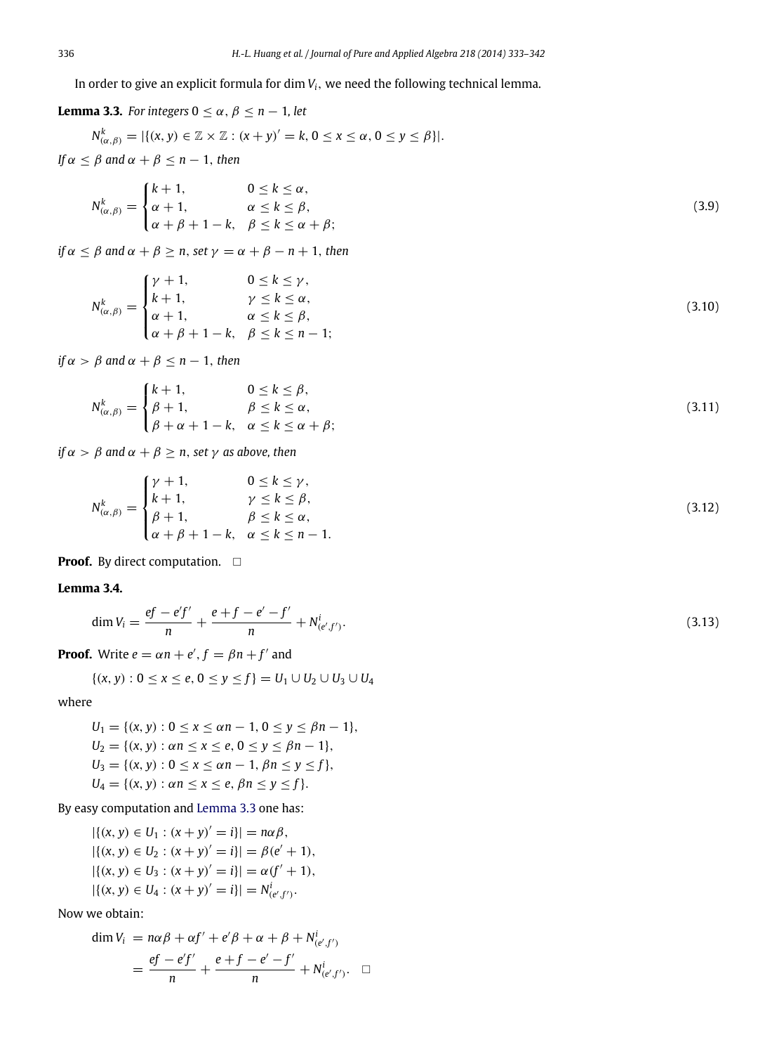In order to give an explicit formula for $\dim V_i$, we need the following technical lemma.

**Lemma 3.3.** *For integers $0 \le \alpha, \beta \le n-1$, let*

$$N^k_{(\alpha,\beta)} = |\{(x,y) \in \mathbb{Z} \times \mathbb{Z} : (x+y)' = k, 0 \le x \le \alpha, 0 \le y \le \beta\}|.$$

*If $\alpha \le \beta$ and $\alpha + \beta \le n-1$, then*

$$N^k_{(\alpha,\beta)} = \begin{cases} k+1, & 0 \le k \le \alpha, \\ \alpha+1, & \alpha \le k \le \beta, \\ \alpha+\beta+1-k, & \beta \le k \le \alpha+\beta; \end{cases} \tag{3.9}$$

*if $\alpha \le \beta$ and $\alpha + \beta \ge n$, set $\gamma = \alpha + \beta - n + 1$, then*

$$N^k_{(\alpha,\beta)} = \begin{cases} \gamma+1, & 0 \le k \le \gamma, \\ k+1, & \gamma \le k \le \alpha, \\ \alpha+1, & \alpha \le k \le \beta, \\ \alpha+\beta+1-k, & \beta \le k \le n-1; \end{cases} \tag{3.10}$$

*if $\alpha > \beta$ and $\alpha + \beta \le n-1$, then*

$$N^k_{(\alpha,\beta)} = \begin{cases} k+1, & 0 \le k \le \beta, \\ \beta+1, & \beta \le k \le \alpha, \\ \beta+\alpha+1-k, & \alpha \le k \le \alpha+\beta; \end{cases} \tag{3.11}$$

*if $\alpha > \beta$ and $\alpha + \beta \ge n$, set $\gamma$ as above, then*

$$N^k_{(\alpha,\beta)} = \begin{cases} \gamma+1, & 0 \le k \le \gamma, \\ k+1, & \gamma \le k \le \beta, \\ \beta+1, & \beta \le k \le \alpha, \\ \alpha+\beta+1-k, & \alpha \le k \le n-1. \end{cases} \tag{3.12}$$

**Proof.** By direct computation. □

**Lemma 3.4.**

$$\dim V_i = \frac{ef - e'f'}{n} + \frac{e+f-e'-f'}{n} + N^i_{(e',f')}. \tag{3.13}$$

**Proof.** Write $e = \alpha n + e'$, $f = \beta n + f'$ and

$$\{(x,y) : 0 \le x \le e, 0 \le y \le f\} = U_1 \cup U_2 \cup U_3 \cup U_4$$

where

$$\begin{aligned} U_1 &= \{(x,y) : 0 \le x \le \alpha n - 1, 0 \le y \le \beta n - 1\}, \\ U_2 &= \{(x,y) : \alpha n \le x \le e, 0 \le y \le \beta n - 1\}, \\ U_3 &= \{(x,y) : 0 \le x \le \alpha n - 1, \beta n \le y \le f\}, \\ U_4 &= \{(x,y) : \alpha n \le x \le e, \beta n \le y \le f\}. \end{aligned}$$

By easy computation and Lemma 3.3 one has:

$$\begin{aligned} |\{(x,y) \in U_1 : (x+y)' = i\}| &= n\alpha\beta, \\ |\{(x,y) \in U_2 : (x+y)' = i\}| &= \beta(e'+1), \\ |\{(x,y) \in U_3 : (x+y)' = i\}| &= \alpha(f'+1), \\ |\{(x,y) \in U_4 : (x+y)' = i\}| &= N^i_{(e',f')}. \end{aligned}$$

Now we obtain:

$$\begin{aligned} \dim V_i &= n\alpha\beta + \alpha f' + e'\beta + \alpha + \beta + N^i_{(e',f')} \\ &= \frac{ef - e'f'}{n} + \frac{e+f-e'-f'}{n} + N^i_{(e',f')}. \quad \square \end{aligned}$$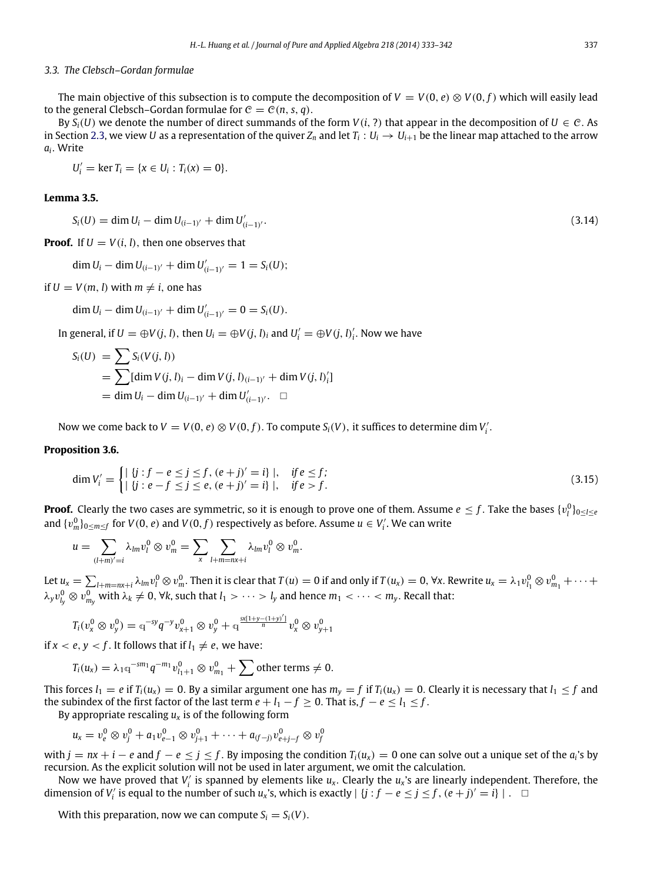### 3.3. The Clebsch–Gordan formulae

The main objective of this subsection is to compute the decomposition of $V = V(0, e) \otimes V(0, f)$ which will easily lead to the general Clebsch–Gordan formulae for $\mathcal{C} = \mathcal{C}(n, s, q)$.

By $S_i(U)$ we denote the number of direct summands of the form $V(i, ?)$ that appear in the decomposition of $U \in \mathcal{C}$. As in Section 2.3, we view $U$ as a representation of the quiver $Z_n$ and let $T_i : U_i \to U_{i+1}$ be the linear map attached to the arrow $a_i$. Write

$$U_i' = \ker T_i = \{x \in U_i : T_i(x) = 0\}.$$

**Lemma 3.5.**

$$S_i(U) = \dim U_i - \dim U_{(i-1)'} + \dim U'_{(i-1)'}. \tag{3.14}$$

**Proof.** If $U = V(i, l)$, then one observes that

$$\dim U_i - \dim U_{(i-1)'} + \dim U'_{(i-1)'} = 1 = S_i(U);$$

if $U = V(m, l)$ with $m \neq i$, one has

$$\dim U_i - \dim U_{(i-1)'} + \dim U'_{(i-1)'} = 0 = S_i(U).$$

In general, if $U = \oplus V(j, l)$, then $U_i = \oplus V(j, l)_i$ and $U_i' = \oplus V(j, l)_i'$. Now we have

$$\begin{aligned} S_i(U) &= \sum S_i(V(j, l)) \\ &= \sum [\dim V(j, l)_i - \dim V(j, l)_{(i-1)'} + \dim V(j, l)_i'] \\ &= \dim U_i - \dim U_{(i-1)'} + \dim U'_{(i-1)'}. \quad \square \end{aligned}$$

Now we come back to $V = V(0, e) \otimes V(0, f)$. To compute $S_i(V)$, it suffices to determine $\dim V_i'$.

**Proposition 3.6.**

$$\dim V_i' = \begin{cases} |\ \{j : f - e \leq j \leq f, (e+j)' = i\}\ |, & \text{if } e \leq f; \\ |\ \{j : e - f \leq j \leq e, (e+j)' = i\}\ |, & \text{if } e > f. \end{cases} \tag{3.15}$$

**Proof.** Clearly the two cases are symmetric, so it is enough to prove one of them. Assume $e \leq f$. Take the bases $\{v_l^0\}_{0 \leq l \leq e}$ and $\{v_m^0\}_{0 \leq m \leq f}$ for $V(0, e)$ and $V(0, f)$ respectively as before. Assume $u \in V_i'$. We can write

$$u = \sum_{(l+m)'=i} \lambda_{lm} v_l^0 \otimes v_m^0 = \sum_x \sum_{l+m=nx+i} \lambda_{lm} v_l^0 \otimes v_m^0.$$

Let $u_x = \sum_{l+m=nx+i} \lambda_{lm} v_l^0 \otimes v_m^0$. Then it is clear that $T(u) = 0$ if and only if $T(u_x) = 0$, $\forall x$. Rewrite $u_x = \lambda_1 v_{l_1}^0 \otimes v_{m_1}^0 + \cdots + \lambda_y v_{l_y}^0 \otimes v_{m_y}^0$ with $\lambda_k \neq 0$, $\forall k$, such that $l_1 > \cdots > l_y$ and hence $m_1 < \cdots < m_y$. Recall that:

$$T_i(v_x^0 \otimes v_y^0) = \mathbb{q}^{-sy} q^{-y} v_{x+1}^0 \otimes v_y^0 + \mathbb{q}^{\frac{sx[1+y-(1+y)']}{n}} v_x^0 \otimes v_{y+1}^0$$

if $x < e$, $y < f$. It follows that if $l_1 \neq e$, we have:

$$T_i(u_x) = \lambda_1 \mathbb{q}^{-sm_1} q^{-m_1} v_{l_1+1}^0 \otimes v_{m_1}^0 + \sum \text{other terms} \neq 0.$$

This forces $l_1 = e$ if $T_i(u_x) = 0$. By a similar argument one has $m_y = f$ if $T_i(u_x) = 0$. Clearly it is necessary that $l_1 \leq f$ and the subindex of the first factor of the last term $e + l_1 - f \geq 0$. That is, $f - e \leq l_1 \leq f$.

By appropriate rescaling $u_x$ is of the following form

$$u_x = v_e^0 \otimes v_j^0 + a_1 v_{e-1}^0 \otimes v_{j+1}^0 + \cdots + a_{(f-j)} v_{e+j-f}^0 \otimes v_f^0$$

with $j = nx + i - e$ and $f - e \leq j \leq f$. By imposing the condition $T_i(u_x) = 0$ one can solve out a unique set of the $a_i$'s by recursion. As the explicit solution will not be used in later argument, we omit the calculation.

Now we have proved that $V_i'$ is spanned by elements like $u_x$. Clearly the $u_x$'s are linearly independent. Therefore, the dimension of $V_i'$ is equal to the number of such $u_x$'s, which is exactly $|\ \{j : f - e \leq j \leq f, (e+j)' = i\}\ |$. $\square$

With this preparation, now we can compute $S_i = S_i(V)$.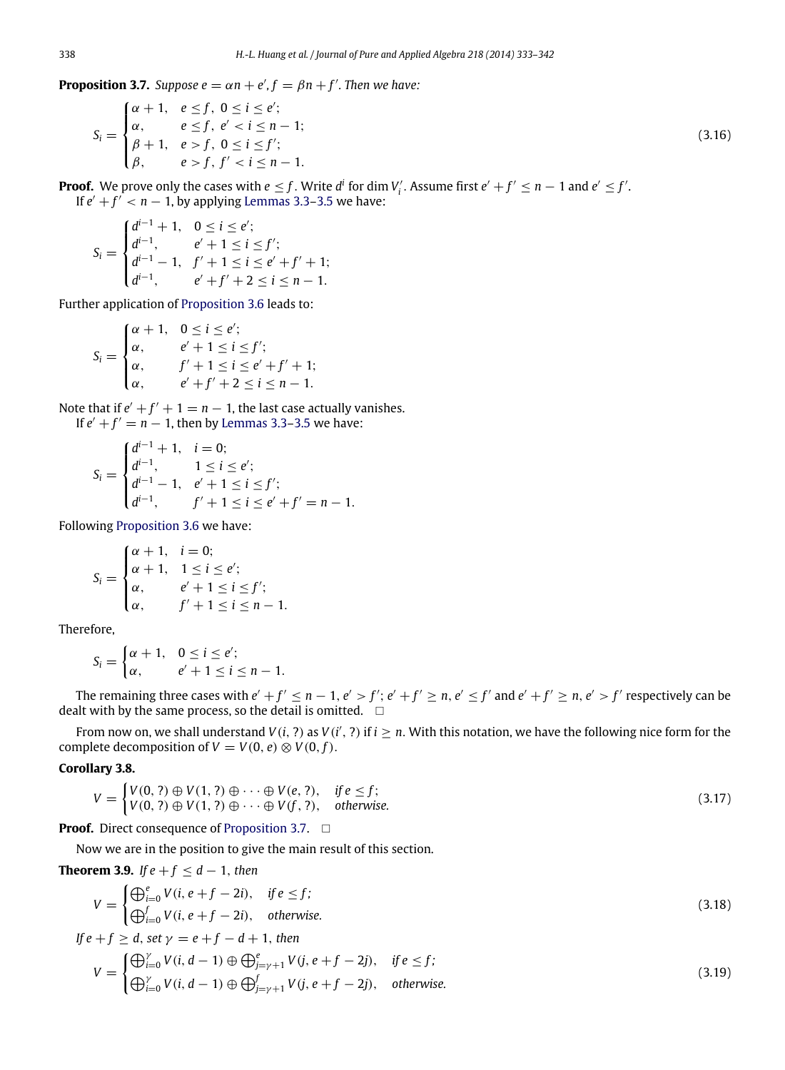**Proposition 3.7.** *Suppose $e = \alpha n + e', f = \beta n + f'$. Then we have:*

$$S_i = \begin{cases} \alpha + 1, & e \le f,\ 0 \le i \le e'; \\ \alpha, & e \le f,\ e' < i \le n-1; \\ \beta + 1, & e > f,\ 0 \le i \le f'; \\ \beta, & e > f,\ f' < i \le n-1. \end{cases} \tag{3.16}$$

**Proof.** We prove only the cases with $e \le f$. Write $d^i$ for $\dim V_i'$. Assume first $e' + f' \le n - 1$ and $e' \le f'$.

If $e' + f' < n - 1$, by applying Lemmas 3.3–3.5 we have:

$$S_i = \begin{cases} d^{i-1} + 1, & 0 \le i \le e'; \\ d^{i-1}, & e' + 1 \le i \le f'; \\ d^{i-1} - 1, & f' + 1 \le i \le e' + f' + 1; \\ d^{i-1}, & e' + f' + 2 \le i \le n-1. \end{cases}$$

Further application of Proposition 3.6 leads to:

$$S_i = \begin{cases} \alpha + 1, & 0 \le i \le e'; \\ \alpha, & e' + 1 \le i \le f'; \\ \alpha, & f' + 1 \le i \le e' + f' + 1; \\ \alpha, & e' + f' + 2 \le i \le n-1. \end{cases}$$

Note that if $e' + f' + 1 = n - 1$, the last case actually vanishes.

If $e' + f' = n - 1$, then by Lemmas 3.3–3.5 we have:

$$S_i = \begin{cases} d^{i-1} + 1, & i = 0; \\ d^{i-1}, & 1 \le i \le e'; \\ d^{i-1} - 1, & e' + 1 \le i \le f'; \\ d^{i-1}, & f' + 1 \le i \le e' + f' = n-1. \end{cases}$$

Following Proposition 3.6 we have:

$$S_i = \begin{cases} \alpha + 1, & i = 0; \\ \alpha + 1, & 1 \le i \le e'; \\ \alpha, & e' + 1 \le i \le f'; \\ \alpha, & f' + 1 \le i \le n-1. \end{cases}$$

Therefore,

$$S_i = \begin{cases} \alpha + 1, & 0 \le i \le e'; \\ \alpha, & e' + 1 \le i \le n-1. \end{cases}$$

The remaining three cases with $e' + f' \le n - 1, e' > f'$; $e' + f' \ge n, e' \le f'$ and $e' + f' \ge n, e' > f'$ respectively can be dealt with by the same process, so the detail is omitted. □

From now on, we shall understand $V(i, ?)$ as $V(i', ?)$ if $i \ge n$. With this notation, we have the following nice form for the complete decomposition of $V = V(0, e) \otimes V(0, f)$.

**Corollary 3.8.**

$$V = \begin{cases} V(0, ?) \oplus V(1, ?) \oplus \cdots \oplus V(e, ?), & \text{if } e \le f; \\ V(0, ?) \oplus V(1, ?) \oplus \cdots \oplus V(f, ?), & \text{otherwise.} \end{cases} \tag{3.17}$$

**Proof.** Direct consequence of Proposition 3.7. □

Now we are in the position to give the main result of this section.

**Theorem 3.9.** *If $e + f \le d - 1$, then*

$$V = \begin{cases} \bigoplus_{i=0}^{e} V(i, e + f - 2i), & \text{if } e \le f; \\ \bigoplus_{i=0}^{f} V(i, e + f - 2i), & \text{otherwise.} \end{cases} \tag{3.18}$$

*If $e + f \ge d$, set $\gamma = e + f - d + 1$, then*

$$V = \begin{cases} \bigoplus_{i=0}^{\gamma} V(i, d-1) \oplus \bigoplus_{j=\gamma+1}^{e} V(j, e + f - 2j), & \text{if } e \le f; \\ \bigoplus_{i=0}^{\gamma} V(i, d-1) \oplus \bigoplus_{j=\gamma+1}^{f} V(j, e + f - 2j), & \text{otherwise.} \end{cases} \tag{3.19}$$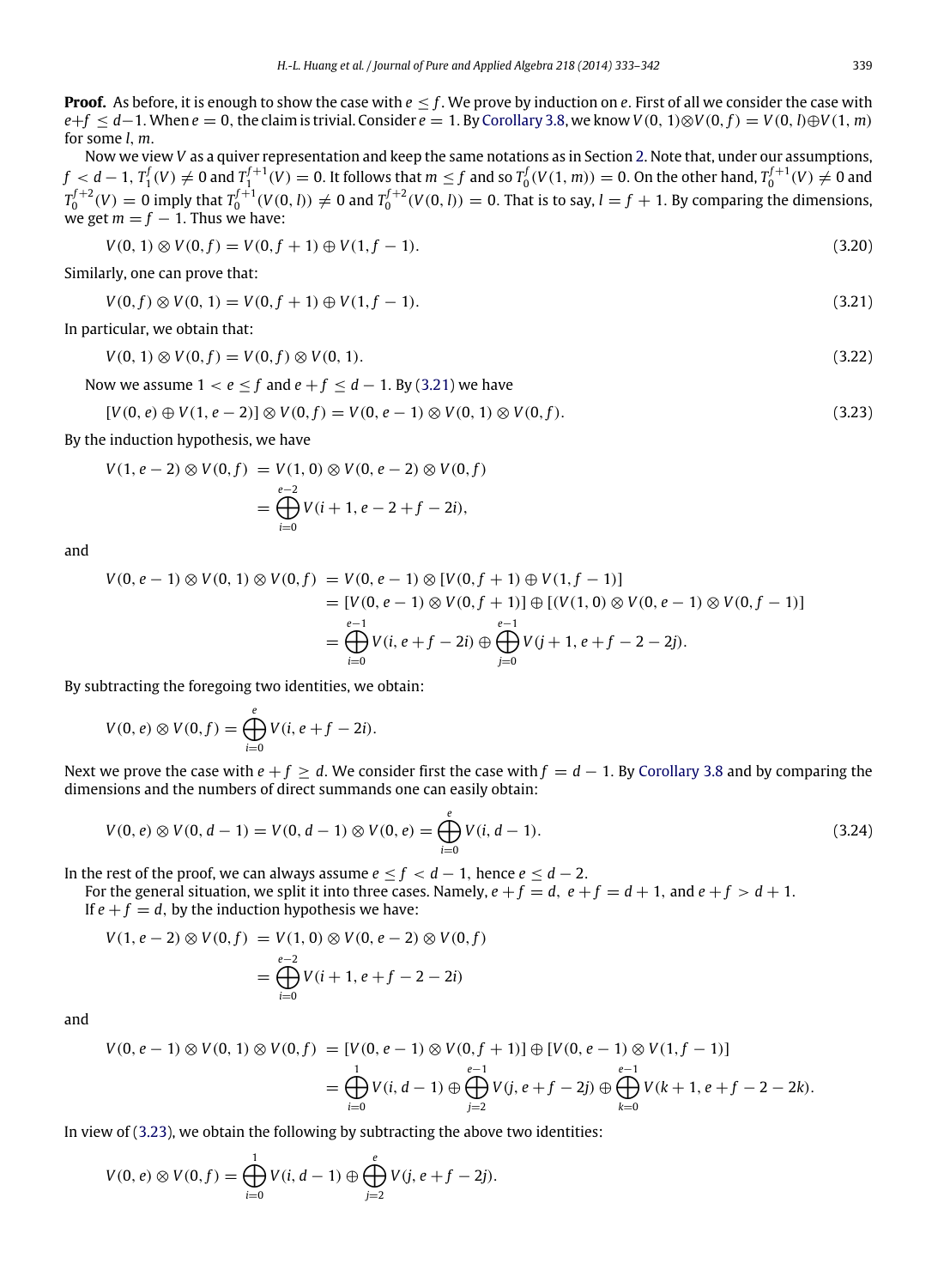**Proof.** As before, it is enough to show the case with $e \le f$. We prove by induction on $e$. First of all we consider the case with $e+f \le d-1$. When $e = 0$, the claim is trivial. Consider $e = 1$. By Corollary 3.8, we know $V(0, 1) \otimes V(0, f) = V(0, l) \oplus V(1, m)$ for some $l, m$.

Now we view $V$ as a quiver representation and keep the same notations as in Section 2. Note that, under our assumptions, $f < d-1$, $T_1^f(V) \neq 0$ and $T_1^{f+1}(V) = 0$. It follows that $m \le f$ and so $T_0^f(V(1, m)) = 0$. On the other hand, $T_0^{f+1}(V) \neq 0$ and $T_0^{f+2}(V) = 0$ imply that $T_0^{f+1}(V(0, l)) \neq 0$ and $T_0^{f+2}(V(0, l)) = 0$. That is to say, $l = f + 1$. By comparing the dimensions, we get $m = f - 1$. Thus we have:

$$V(0, 1) \otimes V(0, f) = V(0, f + 1) \oplus V(1, f - 1). \tag{3.20}$$

Similarly, one can prove that:

$$V(0, f) \otimes V(0, 1) = V(0, f + 1) \oplus V(1, f - 1). \tag{3.21}$$

In particular, we obtain that:

$$V(0, 1) \otimes V(0, f) = V(0, f) \otimes V(0, 1). \tag{3.22}$$

Now we assume $1 < e \le f$ and $e + f \le d - 1$. By (3.21) we have

$$[V(0, e) \oplus V(1, e - 2)] \otimes V(0, f) = V(0, e - 1) \otimes V(0, 1) \otimes V(0, f). \tag{3.23}$$

By the induction hypothesis, we have

$$\begin{aligned} V(1, e-2) \otimes V(0, f) &= V(1, 0) \otimes V(0, e-2) \otimes V(0, f) \\ &= \bigoplus_{i=0}^{e-2} V(i + 1, e - 2 + f - 2i), \end{aligned}$$

and

$$\begin{aligned} V(0, e-1) \otimes V(0, 1) \otimes V(0, f) &= V(0, e-1) \otimes [V(0, f+1) \oplus V(1, f-1)] \\ &= [V(0, e-1) \otimes V(0, f+1)] \oplus [(V(1, 0) \otimes V(0, e-1) \otimes V(0, f-1)] \\ &= \bigoplus_{i=0}^{e-1} V(i, e+f-2i) \oplus \bigoplus_{j=0}^{e-1} V(j+1, e+f-2-2j). \end{aligned}$$

By subtracting the foregoing two identities, we obtain:

$$V(0, e) \otimes V(0, f) = \bigoplus_{i=0}^{e} V(i, e + f - 2i).$$

Next we prove the case with $e + f \ge d$. We consider first the case with $f = d - 1$. By Corollary 3.8 and by comparing the dimensions and the numbers of direct summands one can easily obtain:

$$V(0, e) \otimes V(0, d - 1) = V(0, d - 1) \otimes V(0, e) = \bigoplus_{i=0}^{e} V(i, d - 1). \tag{3.24}$$

In the rest of the proof, we can always assume $e \le f < d - 1$, hence $e \le d - 2$.

For the general situation, we split it into three cases. Namely, $e + f = d$, $e + f = d + 1$, and $e + f > d + 1$.

If $e + f = d$, by the induction hypothesis we have:

$$\begin{aligned} V(1, e-2) \otimes V(0, f) &= V(1, 0) \otimes V(0, e-2) \otimes V(0, f) \\ &= \bigoplus_{i=0}^{e-2} V(i + 1, e + f - 2 - 2i) \end{aligned}$$

and

$$\begin{aligned} V(0, e-1) \otimes V(0, 1) \otimes V(0, f) &= [V(0, e-1) \otimes V(0, f+1)] \oplus [V(0, e-1) \otimes V(1, f-1)] \\ &= \bigoplus_{i=0}^{1} V(i, d-1) \oplus \bigoplus_{j=2}^{e-1} V(j, e+f-2j) \oplus \bigoplus_{k=0}^{e-1} V(k+1, e+f-2-2k). \end{aligned}$$

In view of (3.23), we obtain the following by subtracting the above two identities:

$$V(0, e) \otimes V(0, f) = \bigoplus_{i=0}^{1} V(i, d - 1) \oplus \bigoplus_{j=2}^{e} V(j, e + f - 2j).$$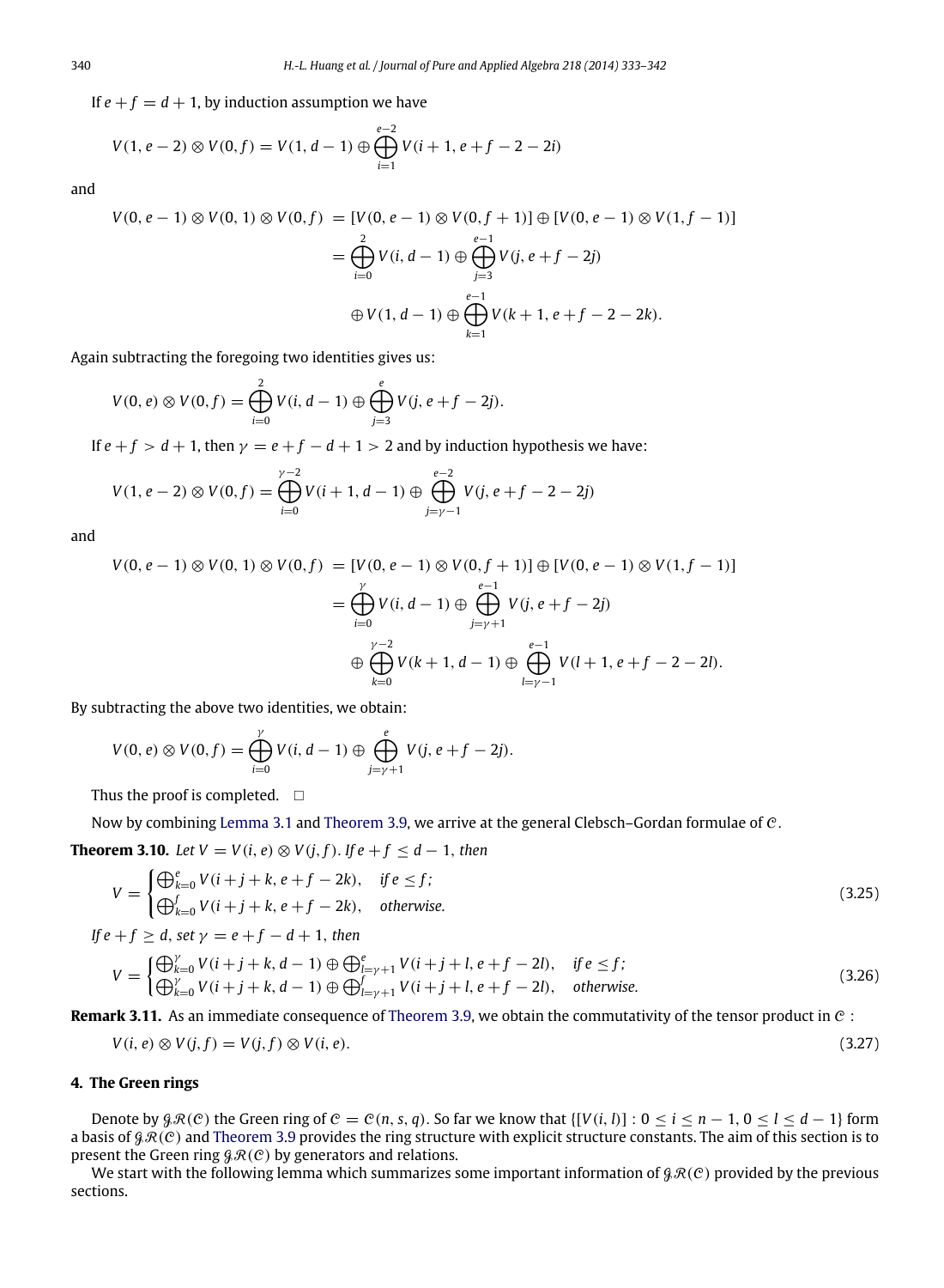If $e+f=d+1$, by induction assumption we have

$$V(1,e-2)\otimes V(0,f)=V(1,d-1)\oplus\bigoplus_{i=1}^{e-2}V(i+1,e+f-2-2i)$$

and

$$\begin{aligned}V(0,e-1)\otimes V(0,1)\otimes V(0,f) &= [V(0,e-1)\otimes V(0,f+1)]\oplus[V(0,e-1)\otimes V(1,f-1)]\\ &=\bigoplus_{i=0}^{2}V(i,d-1)\oplus\bigoplus_{j=3}^{e-1}V(j,e+f-2j)\\ &\quad\oplus V(1,d-1)\oplus\bigoplus_{k=1}^{e-1}V(k+1,e+f-2-2k).\end{aligned}$$

Again subtracting the foregoing two identities gives us:

$$V(0,e)\otimes V(0,f)=\bigoplus_{i=0}^{2}V(i,d-1)\oplus\bigoplus_{j=3}^{e}V(j,e+f-2j).$$

If $e+f>d+1$, then $\gamma=e+f-d+1>2$ and by induction hypothesis we have:

$$V(1,e-2)\otimes V(0,f)=\bigoplus_{i=0}^{\gamma-2}V(i+1,d-1)\oplus\bigoplus_{j=\gamma-1}^{e-2}V(j,e+f-2-2j)$$

and

$$\begin{aligned}V(0,e-1)\otimes V(0,1)\otimes V(0,f) &= [V(0,e-1)\otimes V(0,f+1)]\oplus[V(0,e-1)\otimes V(1,f-1)]\\ &=\bigoplus_{i=0}^{\gamma}V(i,d-1)\oplus\bigoplus_{j=\gamma+1}^{e-1}V(j,e+f-2j)\\ &\quad\oplus\bigoplus_{k=0}^{\gamma-2}V(k+1,d-1)\oplus\bigoplus_{l=\gamma-1}^{e-1}V(l+1,e+f-2-2l).\end{aligned}$$

By subtracting the above two identities, we obtain:

$$V(0,e)\otimes V(0,f)=\bigoplus_{i=0}^{\gamma}V(i,d-1)\oplus\bigoplus_{j=\gamma+1}^{e}V(j,e+f-2j).$$

Thus the proof is completed. □

Now by combining Lemma 3.1 and Theorem 3.9, we arrive at the general Clebsch–Gordan formulae of $\mathcal{C}$.

**Theorem 3.10.** *Let $V=V(i,e)\otimes V(j,f)$. If $e+f\le d-1$, then*

$$V=\begin{cases}\bigoplus_{k=0}^{e}V(i+j+k,e+f-2k), & \text{if } e\le f;\\ \bigoplus_{k=0}^{f}V(i+j+k,e+f-2k), & \text{otherwise.}\end{cases}\tag{3.25}$$

*If $e+f\ge d$, set $\gamma=e+f-d+1$, then*

$$V=\begin{cases}\bigoplus_{k=0}^{\gamma}V(i+j+k,d-1)\oplus\bigoplus_{l=\gamma+1}^{e}V(i+j+l,e+f-2l), & \text{if } e\le f;\\ \bigoplus_{k=0}^{\gamma}V(i+j+k,d-1)\oplus\bigoplus_{l=\gamma+1}^{f}V(i+j+l,e+f-2l), & \text{otherwise.}\end{cases}\tag{3.26}$$

**Remark 3.11.** As an immediate consequence of Theorem 3.9, we obtain the commutativity of the tensor product in $\mathcal{C}$ :

$$V(i,e)\otimes V(j,f)=V(j,f)\otimes V(i,e).\tag{3.27}$$

## 4. The Green rings

Denote by $\mathcal{GR}(\mathcal{C})$ the Green ring of $\mathcal{C}=\mathcal{C}(n,s,q)$. So far we know that $\{[V(i,l)]: 0\le i\le n-1, 0\le l\le d-1\}$ form a basis of $\mathcal{GR}(\mathcal{C})$ and Theorem 3.9 provides the ring structure with explicit structure constants. The aim of this section is to present the Green ring $\mathcal{GR}(\mathcal{C})$ by generators and relations.

We start with the following lemma which summarizes some important information of $\mathcal{GR}(\mathcal{C})$ provided by the previous sections.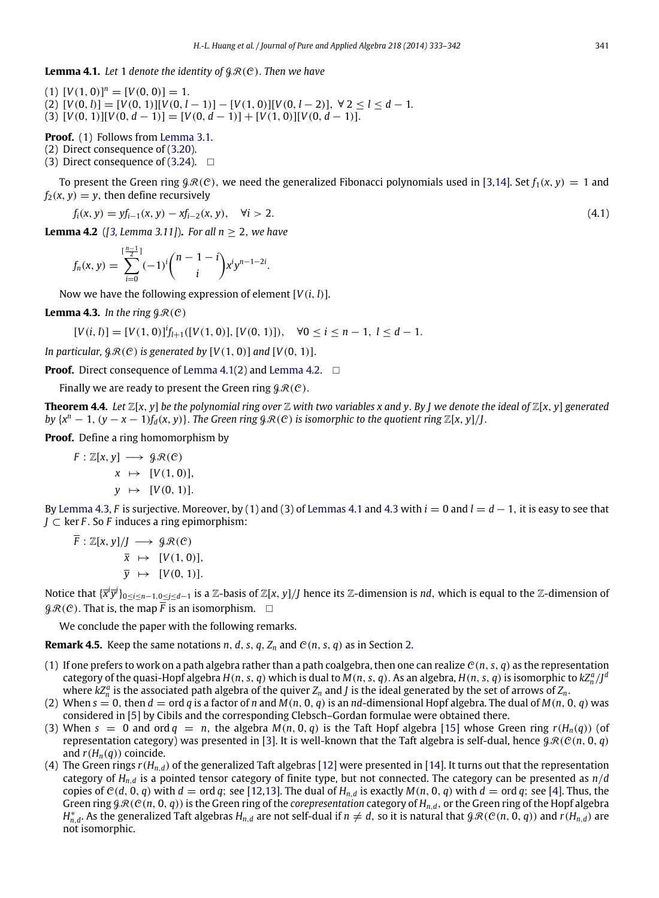**Lemma 4.1.** *Let* 1 *denote the identity of* $\mathcal{GR}(\mathcal{C})$. *Then we have*

(1) $[V(1,0)]^n = [V(0,0)] = 1$.
(2) $[V(0,l)] = [V(0,1)][V(0,l-1)] - [V(1,0)][V(0,l-2)],\ \forall\, 2 \le l \le d-1$.
(3) $[V(0,1)][V(0,d-1)] = [V(0,d-1)] + [V(1,0)][V(0,d-1)]$.

**Proof.** (1) Follows from Lemma 3.1.
(2) Direct consequence of (3.20).
(3) Direct consequence of (3.24). □

To present the Green ring $\mathcal{GR}(\mathcal{C})$, we need the generalized Fibonacci polynomials used in [3,14]. Set $f_1(x,y) = 1$ and $f_2(x,y) = y$, then define recursively

$$f_i(x,y) = yf_{i-1}(x,y) - xf_{i-2}(x,y), \quad \forall i > 2. \tag{4.1}$$

**Lemma 4.2** ([3, Lemma 3.11]). *For all* $n \ge 2$, *we have*

$$f_n(x,y) = \sum_{i=0}^{[\frac{n-1}{2}]} (-1)^i \binom{n-1-i}{i} x^i y^{n-1-2i}.$$

Now we have the following expression of element $[V(i,l)]$.

**Lemma 4.3.** *In the ring* $\mathcal{GR}(\mathcal{C})$

$$[V(i,l)] = [V(1,0)]^i f_{l+1}([V(1,0)], [V(0,1)]), \quad \forall 0 \le i \le n-1,\ l \le d-1.$$

*In particular,* $\mathcal{GR}(\mathcal{C})$ *is generated by* $[V(1,0)]$ *and* $[V(0,1)]$.

**Proof.** Direct consequence of Lemma 4.1(2) and Lemma 4.2. □

Finally we are ready to present the Green ring $\mathcal{GR}(\mathcal{C})$.

**Theorem 4.4.** *Let* $\mathbb{Z}[x,y]$ *be the polynomial ring over* $\mathbb{Z}$ *with two variables* $x$ *and* $y$. *By* $J$ *we denote the ideal of* $\mathbb{Z}[x,y]$ *generated by* $\{x^n - 1, (y-x-1)f_d(x,y)\}$. *The Green ring* $\mathcal{GR}(\mathcal{C})$ *is isomorphic to the quotient ring* $\mathbb{Z}[x,y]/J$.

**Proof.** Define a ring homomorphism by

$$\begin{aligned} F : \mathbb{Z}[x,y] &\longrightarrow \mathcal{GR}(\mathcal{C}) \\ x &\mapsto [V(1,0)], \\ y &\mapsto [V(0,1)]. \end{aligned}$$

By Lemma 4.3, $F$ is surjective. Moreover, by (1) and (3) of Lemmas 4.1 and 4.3 with $i = 0$ and $l = d-1$, it is easy to see that $J \subset \ker F$. So $F$ induces a ring epimorphism:

$$\begin{aligned} \overline{F} : \mathbb{Z}[x,y]/J &\longrightarrow \mathcal{GR}(\mathcal{C}) \\ \bar{x} &\mapsto [V(1,0)], \\ \bar{y} &\mapsto [V(0,1)]. \end{aligned}$$

Notice that $\{\bar{x}^i \bar{y}^j\}_{0 \le i \le n-1, 0 \le j \le d-1}$ is a $\mathbb{Z}$-basis of $\mathbb{Z}[x,y]/J$ hence its $\mathbb{Z}$-dimension is $nd$, which is equal to the $\mathbb{Z}$-dimension of $\mathcal{GR}(\mathcal{C})$. That is, the map $\overline{F}$ is an isomorphism. □

We conclude the paper with the following remarks.

**Remark 4.5.** Keep the same notations $n, d, s, q, Z_n$ and $\mathcal{C}(n,s,q)$ as in Section 2.

(1) If one prefers to work on a path algebra rather than a path coalgebra, then one can realize $\mathcal{C}(n,s,q)$ as the representation category of the quasi-Hopf algebra $H(n,s,q)$ which is dual to $M(n,s,q)$. As an algebra, $H(n,s,q)$ is isomorphic to $kZ_n^a/J^d$ where $kZ_n^a$ is the associated path algebra of the quiver $Z_n$ and $J$ is the ideal generated by the set of arrows of $Z_n$.
(2) When $s = 0$, then $d = \operatorname{ord} q$ is a factor of $n$ and $M(n,0,q)$ is an $nd$-dimensional Hopf algebra. The dual of $M(n,0,q)$ was considered in [5] by Cibils and the corresponding Clebsch–Gordan formulae were obtained there.
(3) When $s = 0$ and $\operatorname{ord} q = n$, the algebra $M(n,0,q)$ is the Taft Hopf algebra [15] whose Green ring $r(H_n(q))$ (of representation category) was presented in [3]. It is well-known that the Taft algebra is self-dual, hence $\mathcal{GR}(\mathcal{C}(n,0,q)$ and $r(H_n(q))$ coincide.
(4) The Green rings $r(H_{n,d})$ of the generalized Taft algebras [12] were presented in [14]. It turns out that the representation category of $H_{n,d}$ is a pointed tensor category of finite type, but not connected. The category can be presented as $n/d$ copies of $\mathcal{C}(d,0,q)$ with $d = \operatorname{ord} q$; see [12,13]. The dual of $H_{n,d}$ is exactly $M(n,0,q)$ with $d = \operatorname{ord} q$; see [4]. Thus, the Green ring $\mathcal{GR}(\mathcal{C}(n,0,q))$ is the Green ring of the *corepresentation* category of $H_{n,d}$, or the Green ring of the Hopf algebra $H_{n,d}^*$. As the generalized Taft algebras $H_{n,d}$ are not self-dual if $n \ne d$, so it is natural that $\mathcal{GR}(\mathcal{C}(n,0,q))$ and $r(H_{n,d})$ are not isomorphic.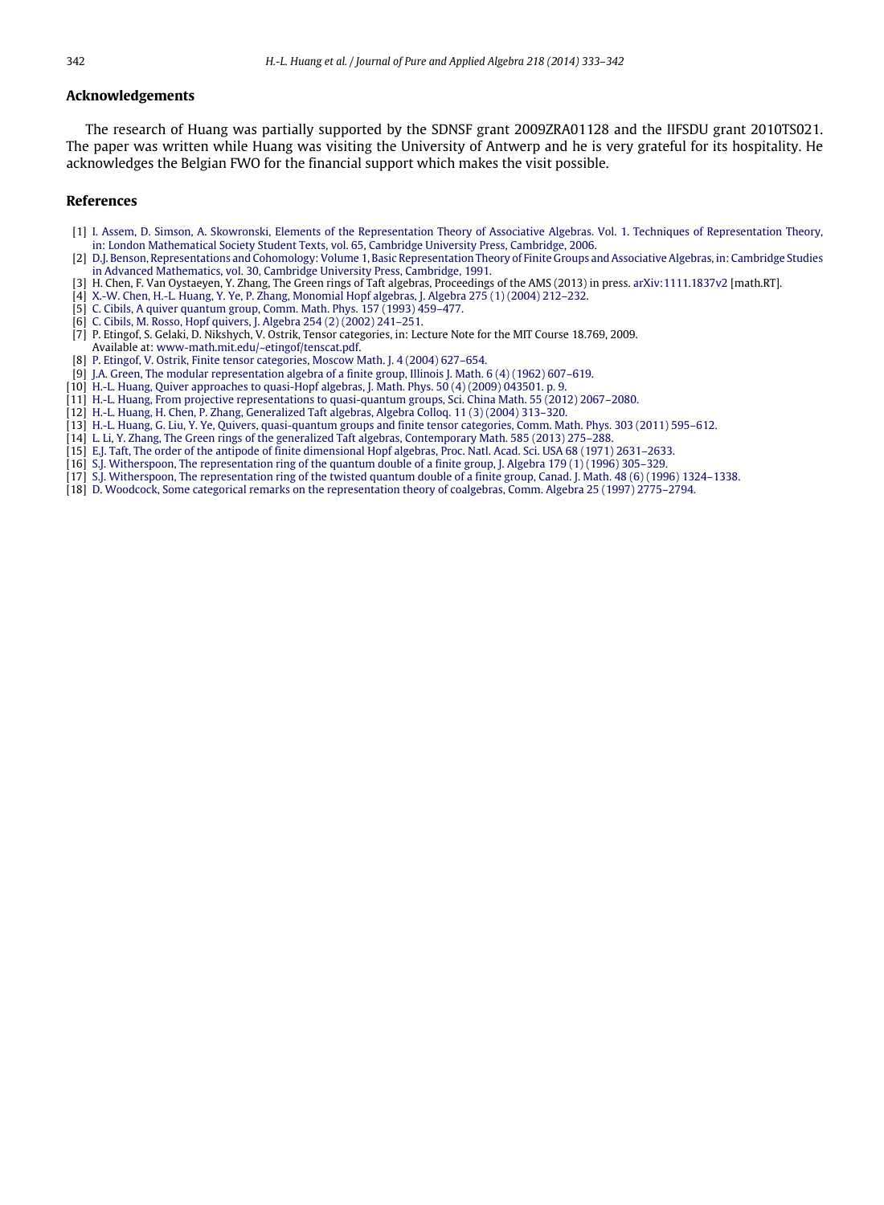## Acknowledgements

The research of Huang was partially supported by the SDNSF grant 2009ZRA01128 and the IIFSDU grant 2010TS021. The paper was written while Huang was visiting the University of Antwerp and he is very grateful for its hospitality. He acknowledges the Belgian FWO for the financial support which makes the visit possible.

## References

[1] I. Assem, D. Simson, A. Skowronski, Elements of the Representation Theory of Associative Algebras. Vol. 1. Techniques of Representation Theory, in: London Mathematical Society Student Texts, vol. 65, Cambridge University Press, Cambridge, 2006.
[2] D.J. Benson, Representations and Cohomology: Volume 1, Basic Representation Theory of Finite Groups and Associative Algebras, in: Cambridge Studies in Advanced Mathematics, vol. 30, Cambridge University Press, Cambridge, 1991.
[3] H. Chen, F. Van Oystaeyen, Y. Zhang, The Green rings of Taft algebras, Proceedings of the AMS (2013) in press. arXiv:1111.1837v2 [math.RT].
[4] X.-W. Chen, H.-L. Huang, Y. Ye, P. Zhang, Monomial Hopf algebras, J. Algebra 275 (1) (2004) 212–232.
[5] C. Cibils, A quiver quantum group, Comm. Math. Phys. 157 (1993) 459–477.
[6] C. Cibils, M. Rosso, Hopf quivers, J. Algebra 254 (2) (2002) 241–251.
[7] P. Etingof, S. Gelaki, D. Nikshych, V. Ostrik, Tensor categories, in: Lecture Note for the MIT Course 18.769, 2009. Available at: www-math.mit.edu/~etingof/tenscat.pdf.
[8] P. Etingof, V. Ostrik, Finite tensor categories, Moscow Math. J. 4 (2004) 627–654.
[9] J.A. Green, The modular representation algebra of a finite group, Illinois J. Math. 6 (4) (1962) 607–619.
[10] H.-L. Huang, Quiver approaches to quasi-Hopf algebras, J. Math. Phys. 50 (4) (2009) 043501. p. 9.
[11] H.-L. Huang, From projective representations to quasi-quantum groups, Sci. China Math. 55 (2012) 2067–2080.
[12] H.-L. Huang, H. Chen, P. Zhang, Generalized Taft algebras, Algebra Colloq. 11 (3) (2004) 313–320.
[13] H.-L. Huang, G. Liu, Y. Ye, Quivers, quasi-quantum groups and finite tensor categories, Comm. Math. Phys. 303 (2011) 595–612.
[14] L. Li, Y. Zhang, The Green rings of the generalized Taft algebras, Contemporary Math. 585 (2013) 275–288.
[15] E.J. Taft, The order of the antipode of finite dimensional Hopf algebras, Proc. Natl. Acad. Sci. USA 68 (1971) 2631–2633.
[16] S.J. Witherspoon, The representation ring of the quantum double of a finite group, J. Algebra 179 (1) (1996) 305–329.
[17] S.J. Witherspoon, The representation ring of the twisted quantum double of a finite group, Canad. J. Math. 48 (6) (1996) 1324–1338.
[18] D. Woodcock, Some categorical remarks on the representation theory of coalgebras, Comm. Algebra 25 (1997) 2775–2794.